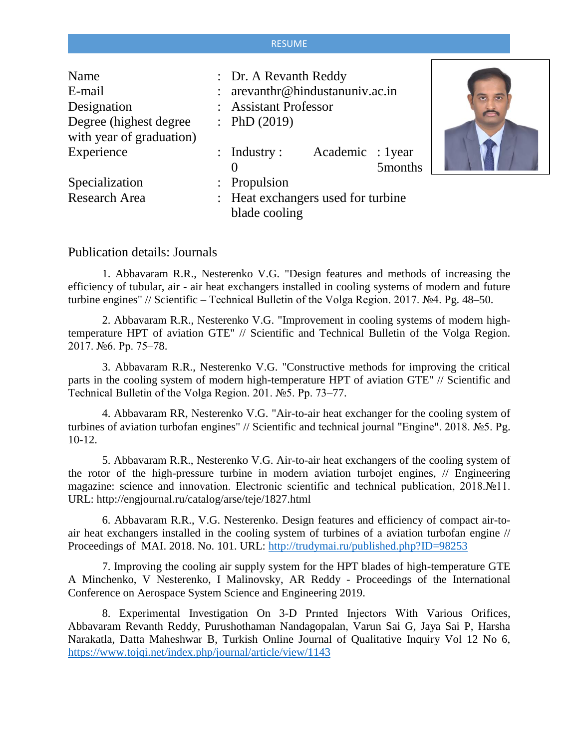# RESUME

| | | |
|---|---|---|
| Name | : | Dr. A Revanth Reddy |
| E-mail | : | arevanthr@hindustanuniv.ac.in |
| Designation | : | Assistant Professor |
| Degree (highest degree with year of graduation) | : | PhD (2019) |
| Experience | : | Industry : 0 &nbsp;&nbsp; Academic : 1year 5months |
| Specialization | : | Propulsion |
| Research Area | : | Heat exchangers used for turbine blade cooling |

## Publication details: Journals

1. Abbavaram R.R., Nesterenko V.G. "Design features and methods of increasing the efficiency of tubular, air - air heat exchangers installed in cooling systems of modern and future turbine engines" // Scientific – Technical Bulletin of the Volga Region. 2017. №4. Pg. 48–50.

2. Abbavaram R.R., Nesterenko V.G. "Improvement in cooling systems of modern high-temperature HPT of aviation GTE" // Scientific and Technical Bulletin of the Volga Region. 2017. №6. Pp. 75–78.

3. Abbavaram R.R., Nesterenko V.G. "Constructive methods for improving the critical parts in the cooling system of modern high-temperature HPT of aviation GTE" // Scientific and Technical Bulletin of the Volga Region. 201. №5. Pp. 73–77.

4. Abbavaram RR, Nesterenko V.G. "Air-to-air heat exchanger for the cooling system of turbines of aviation turbofan engines" // Scientific and technical journal "Engine". 2018. №5. Pg. 10-12.

5. Abbavaram R.R., Nesterenko V.G. Air-to-air heat exchangers of the cooling system of the rotor of the high-pressure turbine in modern aviation turbojet engines, // Engineering magazine: science and innovation. Electronic scientific and technical publication, 2018.№11. URL: http://engjournal.ru/catalog/arse/teje/1827.html

6. Abbavaram R.R., V.G. Nesterenko. Design features and efficiency of compact air-to-air heat exchangers installed in the cooling system of turbines of a aviation turbofan engine // Proceedings of MAI. 2018. No. 101. URL: http://trudymai.ru/published.php?ID=98253

7. Improving the cooling air supply system for the HPT blades of high-temperature GTE A Minchenko, V Nesterenko, I Malinovsky, AR Reddy - Proceedings of the International Conference on Aerospace System Science and Engineering 2019.

8. Experimental Investigation On 3-D Prınted Injectors With Various Orifices, Abbavaram Revanth Reddy, Purushothaman Nandagopalan, Varun Sai G, Jaya Sai P, Harsha Narakatla, Datta Maheshwar B, Turkish Online Journal of Qualitative Inquiry Vol 12 No 6, https://www.tojqi.net/index.php/journal/article/view/1143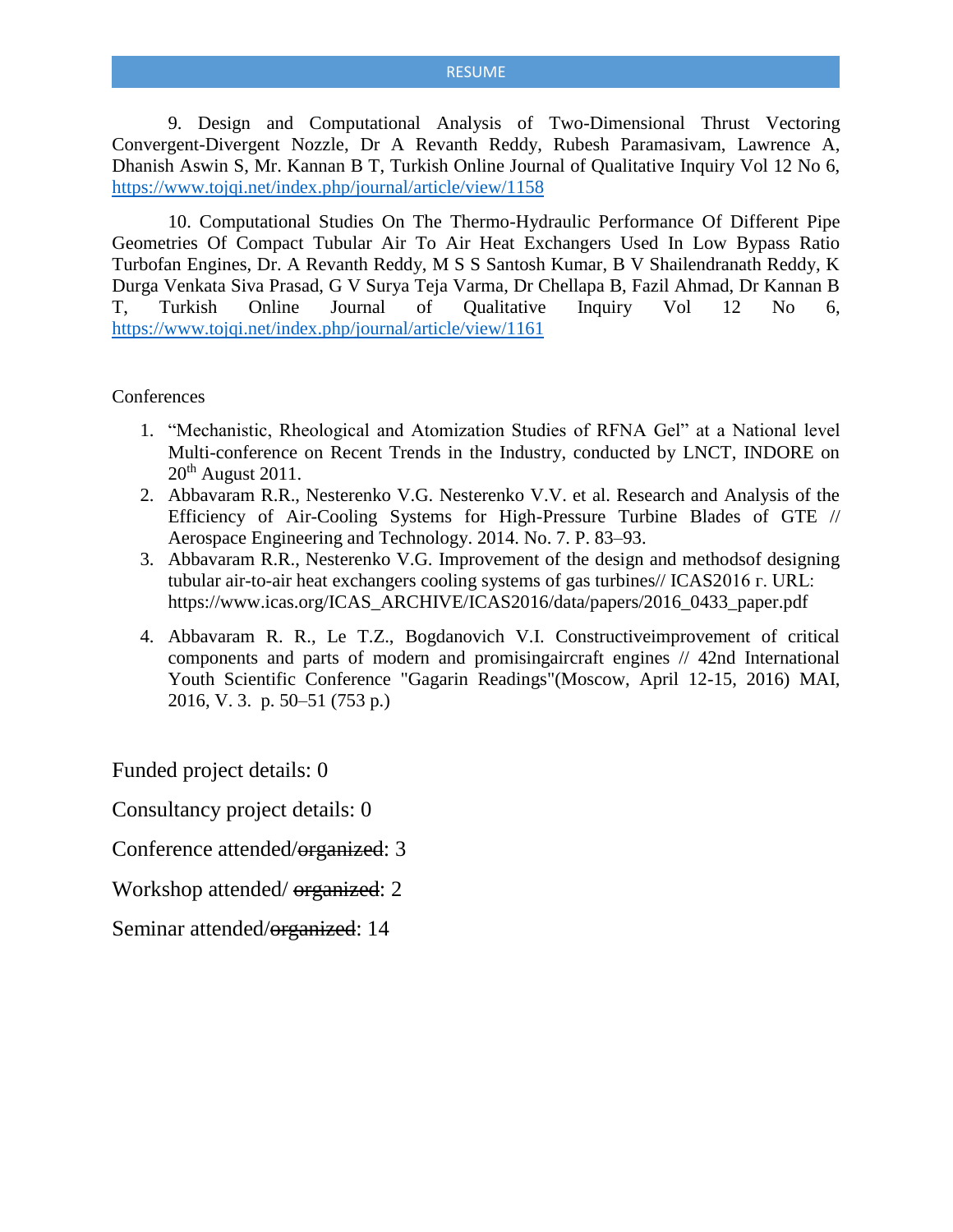9. Design and Computational Analysis of Two-Dimensional Thrust Vectoring Convergent-Divergent Nozzle, Dr A Revanth Reddy, Rubesh Paramasivam, Lawrence A, Dhanish Aswin S, Mr. Kannan B T, Turkish Online Journal of Qualitative Inquiry Vol 12 No 6, https://www.tojqi.net/index.php/journal/article/view/1158

10. Computational Studies On The Thermo-Hydraulic Performance Of Different Pipe Geometries Of Compact Tubular Air To Air Heat Exchangers Used In Low Bypass Ratio Turbofan Engines, Dr. A Revanth Reddy, M S S Santosh Kumar, B V Shailendranath Reddy, K Durga Venkata Siva Prasad, G V Surya Teja Varma, Dr Chellapa B, Fazil Ahmad, Dr Kannan B T, Turkish Online Journal of Qualitative Inquiry Vol 12 No 6, https://www.tojqi.net/index.php/journal/article/view/1161

Conferences

1. "Mechanistic, Rheological and Atomization Studies of RFNA Gel" at a National level Multi-conference on Recent Trends in the Industry, conducted by LNCT, INDORE on 20th August 2011.
2. Abbavaram R.R., Nesterenko V.G. Nesterenko V.V. et al. Research and Analysis of the Efficiency of Air-Cooling Systems for High-Pressure Turbine Blades of GTE // Aerospace Engineering and Technology. 2014. No. 7. P. 83–93.
3. Abbavaram R.R., Nesterenko V.G. Improvement of the design and methodsof designing tubular air-to-air heat exchangers cooling systems of gas turbines// ICAS2016 г. URL: https://www.icas.org/ICAS_ARCHIVE/ICAS2016/data/papers/2016_0433_paper.pdf
4. Abbavaram R. R., Le T.Z., Bogdanovich V.I. Constructiveimprovement of critical components and parts of modern and promisingaircraft engines // 42nd International Youth Scientific Conference "Gagarin Readings"(Moscow, April 12-15, 2016) MAI, 2016, V. 3. p. 50–51 (753 p.)

Funded project details: 0

Consultancy project details: 0

Conference attended/~~organized~~: 3

Workshop attended/ ~~organized~~: 2

Seminar attended/~~organized~~: 14